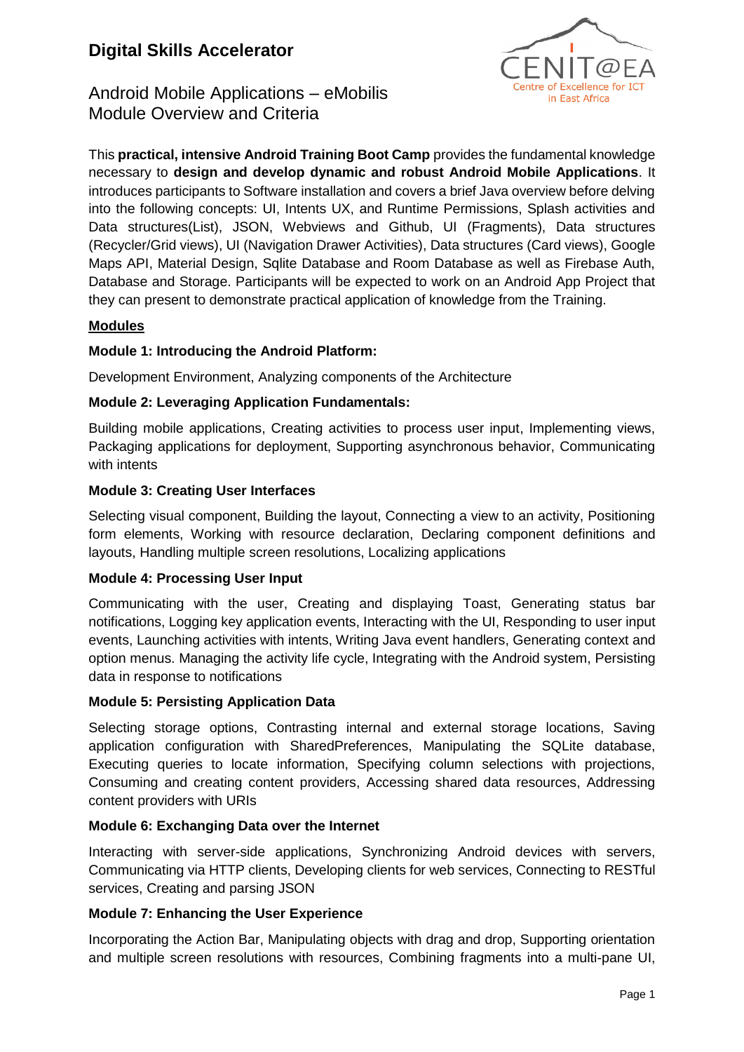# Digital Skills Accelerator

## Android Mobile Applications – eMobilis
## Module Overview and Criteria

CENIT@EA
Centre of Excellence for ICT in East Africa

This **practical, intensive Android Training Boot Camp** provides the fundamental knowledge necessary to **design and develop dynamic and robust Android Mobile Applications**. It introduces participants to Software installation and covers a brief Java overview before delving into the following concepts: UI, Intents UX, and Runtime Permissions, Splash activities and Data structures(List), JSON, Webviews and Github, UI (Fragments), Data structures (Recycler/Grid views), UI (Navigation Drawer Activities), Data structures (Card views), Google Maps API, Material Design, Sqlite Database and Room Database as well as Firebase Auth, Database and Storage. Participants will be expected to work on an Android App Project that they can present to demonstrate practical application of knowledge from the Training.

**Modules**

**Module 1: Introducing the Android Platform:**

Development Environment, Analyzing components of the Architecture

**Module 2: Leveraging Application Fundamentals:**

Building mobile applications, Creating activities to process user input, Implementing views, Packaging applications for deployment, Supporting asynchronous behavior, Communicating with intents

**Module 3: Creating User Interfaces**

Selecting visual component, Building the layout, Connecting a view to an activity, Positioning form elements, Working with resource declaration, Declaring component definitions and layouts, Handling multiple screen resolutions, Localizing applications

**Module 4: Processing User Input**

Communicating with the user, Creating and displaying Toast, Generating status bar notifications, Logging key application events, Interacting with the UI, Responding to user input events, Launching activities with intents, Writing Java event handlers, Generating context and option menus. Managing the activity life cycle, Integrating with the Android system, Persisting data in response to notifications

**Module 5: Persisting Application Data**

Selecting storage options, Contrasting internal and external storage locations, Saving application configuration with SharedPreferences, Manipulating the SQLite database, Executing queries to locate information, Specifying column selections with projections, Consuming and creating content providers, Accessing shared data resources, Addressing content providers with URIs

**Module 6: Exchanging Data over the Internet**

Interacting with server-side applications, Synchronizing Android devices with servers, Communicating via HTTP clients, Developing clients for web services, Connecting to RESTful services, Creating and parsing JSON

**Module 7: Enhancing the User Experience**

Incorporating the Action Bar, Manipulating objects with drag and drop, Supporting orientation and multiple screen resolutions with resources, Combining fragments into a multi-pane UI,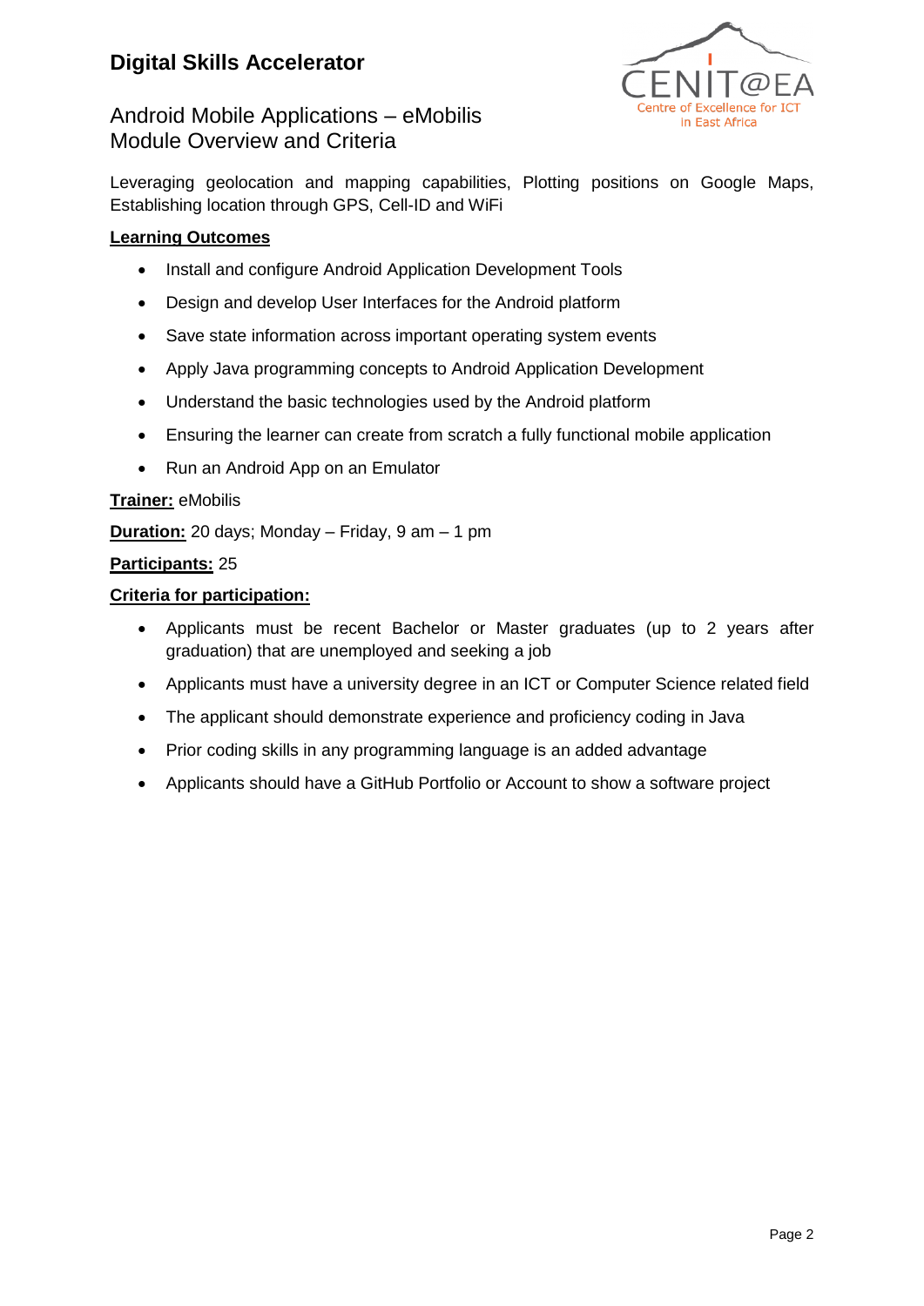# Digital Skills Accelerator

CENIT@EA
Centre of Excellence for ICT in East Africa

## Android Mobile Applications – eMobilis
## Module Overview and Criteria

Leveraging geolocation and mapping capabilities, Plotting positions on Google Maps, Establishing location through GPS, Cell-ID and WiFi

**Learning Outcomes**

- Install and configure Android Application Development Tools
- Design and develop User Interfaces for the Android platform
- Save state information across important operating system events
- Apply Java programming concepts to Android Application Development
- Understand the basic technologies used by the Android platform
- Ensuring the learner can create from scratch a fully functional mobile application
- Run an Android App on an Emulator

**Trainer:** eMobilis

**Duration:** 20 days; Monday – Friday, 9 am – 1 pm

**Participants:** 25

**Criteria for participation:**

- Applicants must be recent Bachelor or Master graduates (up to 2 years after graduation) that are unemployed and seeking a job
- Applicants must have a university degree in an ICT or Computer Science related field
- The applicant should demonstrate experience and proficiency coding in Java
- Prior coding skills in any programming language is an added advantage
- Applicants should have a GitHub Portfolio or Account to show a software project